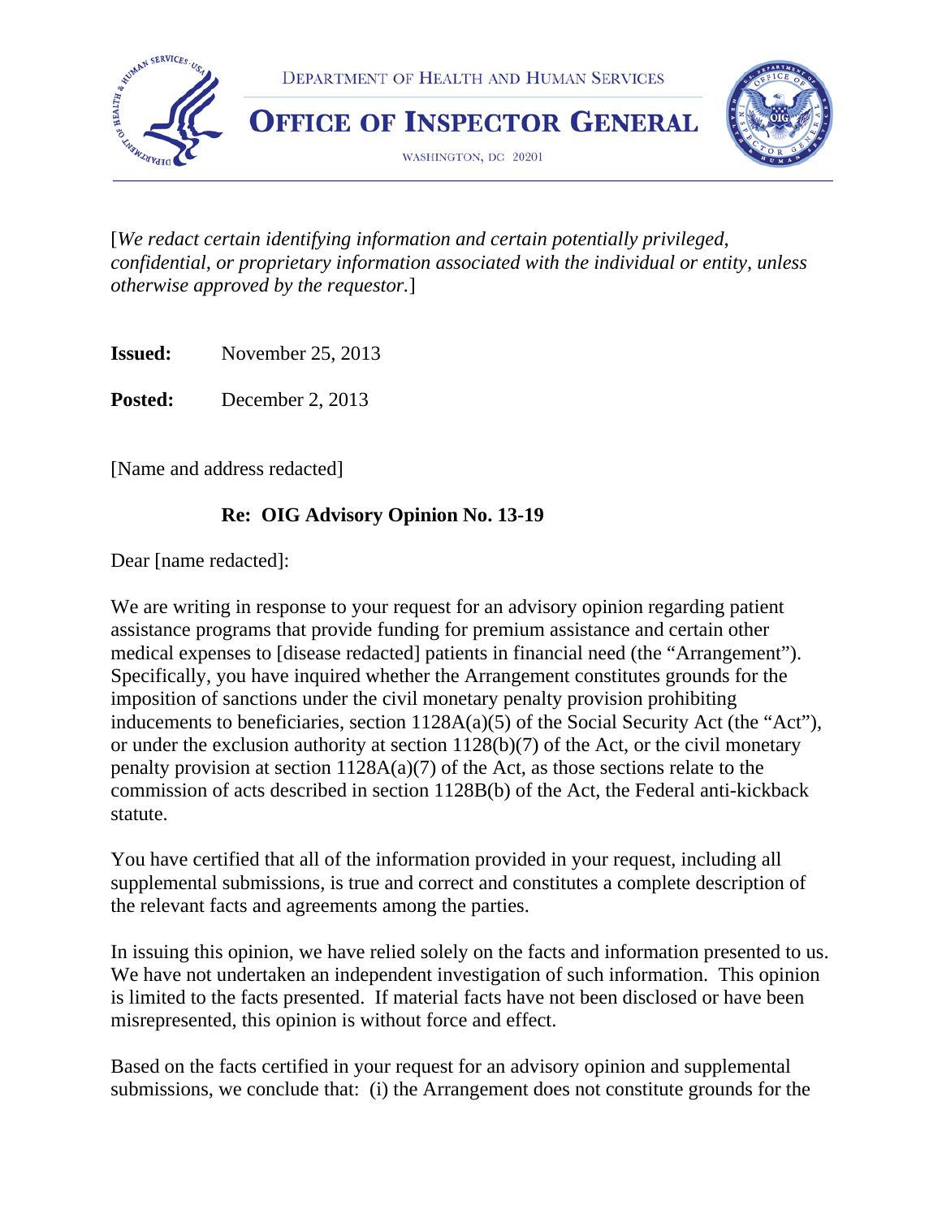DEPARTMENT OF HEALTH AND HUMAN SERVICES

# OFFICE OF INSPECTOR GENERAL

WASHINGTON, DC 20201

[*We redact certain identifying information and certain potentially privileged, confidential, or proprietary information associated with the individual or entity, unless otherwise approved by the requestor.*]

**Issued:** November 25, 2013

**Posted:** December 2, 2013

[Name and address redacted]

**Re: OIG Advisory Opinion No. 13-19**

Dear [name redacted]:

We are writing in response to your request for an advisory opinion regarding patient assistance programs that provide funding for premium assistance and certain other medical expenses to [disease redacted] patients in financial need (the "Arrangement"). Specifically, you have inquired whether the Arrangement constitutes grounds for the imposition of sanctions under the civil monetary penalty provision prohibiting inducements to beneficiaries, section 1128A(a)(5) of the Social Security Act (the "Act"), or under the exclusion authority at section 1128(b)(7) of the Act, or the civil monetary penalty provision at section 1128A(a)(7) of the Act, as those sections relate to the commission of acts described in section 1128B(b) of the Act, the Federal anti-kickback statute.

You have certified that all of the information provided in your request, including all supplemental submissions, is true and correct and constitutes a complete description of the relevant facts and agreements among the parties.

In issuing this opinion, we have relied solely on the facts and information presented to us. We have not undertaken an independent investigation of such information. This opinion is limited to the facts presented. If material facts have not been disclosed or have been misrepresented, this opinion is without force and effect.

Based on the facts certified in your request for an advisory opinion and supplemental submissions, we conclude that: (i) the Arrangement does not constitute grounds for the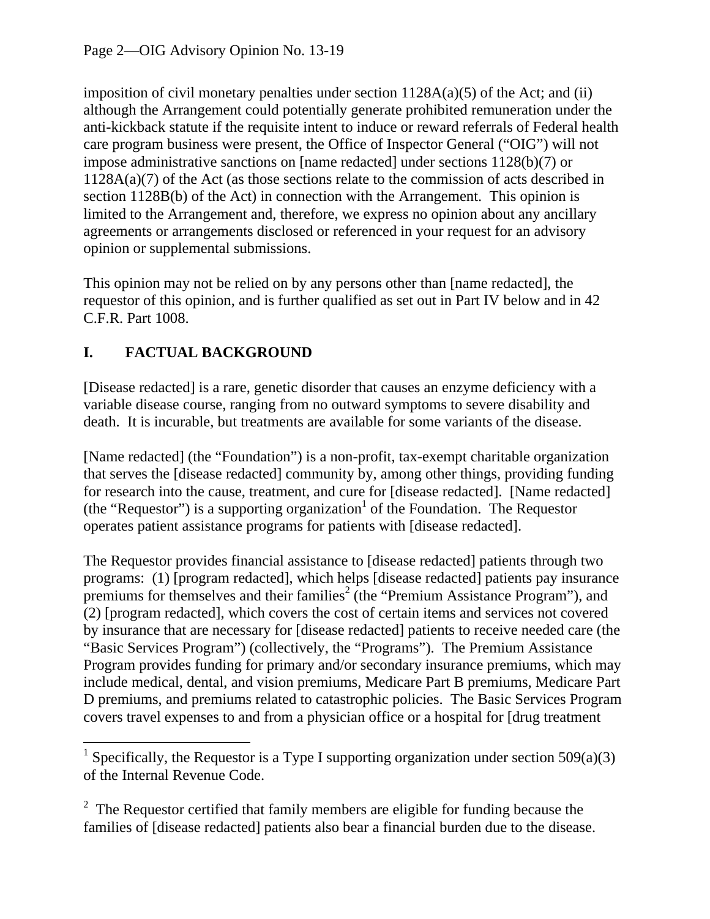imposition of civil monetary penalties under section 1128A(a)(5) of the Act; and (ii) although the Arrangement could potentially generate prohibited remuneration under the anti-kickback statute if the requisite intent to induce or reward referrals of Federal health care program business were present, the Office of Inspector General ("OIG") will not impose administrative sanctions on [name redacted] under sections 1128(b)(7) or 1128A(a)(7) of the Act (as those sections relate to the commission of acts described in section 1128B(b) of the Act) in connection with the Arrangement. This opinion is limited to the Arrangement and, therefore, we express no opinion about any ancillary agreements or arrangements disclosed or referenced in your request for an advisory opinion or supplemental submissions.

This opinion may not be relied on by any persons other than [name redacted], the requestor of this opinion, and is further qualified as set out in Part IV below and in 42 C.F.R. Part 1008.

## I. FACTUAL BACKGROUND

[Disease redacted] is a rare, genetic disorder that causes an enzyme deficiency with a variable disease course, ranging from no outward symptoms to severe disability and death. It is incurable, but treatments are available for some variants of the disease.

[Name redacted] (the "Foundation") is a non-profit, tax-exempt charitable organization that serves the [disease redacted] community by, among other things, providing funding for research into the cause, treatment, and cure for [disease redacted]. [Name redacted] (the "Requestor") is a supporting organization[1] of the Foundation. The Requestor operates patient assistance programs for patients with [disease redacted].

The Requestor provides financial assistance to [disease redacted] patients through two programs: (1) [program redacted], which helps [disease redacted] patients pay insurance premiums for themselves and their families[2] (the "Premium Assistance Program"), and (2) [program redacted], which covers the cost of certain items and services not covered by insurance that are necessary for [disease redacted] patients to receive needed care (the "Basic Services Program") (collectively, the "Programs"). The Premium Assistance Program provides funding for primary and/or secondary insurance premiums, which may include medical, dental, and vision premiums, Medicare Part B premiums, Medicare Part D premiums, and premiums related to catastrophic policies. The Basic Services Program covers travel expenses to and from a physician office or a hospital for [drug treatment

---

[1] Specifically, the Requestor is a Type I supporting organization under section 509(a)(3) of the Internal Revenue Code.

[2] The Requestor certified that family members are eligible for funding because the families of [disease redacted] patients also bear a financial burden due to the disease.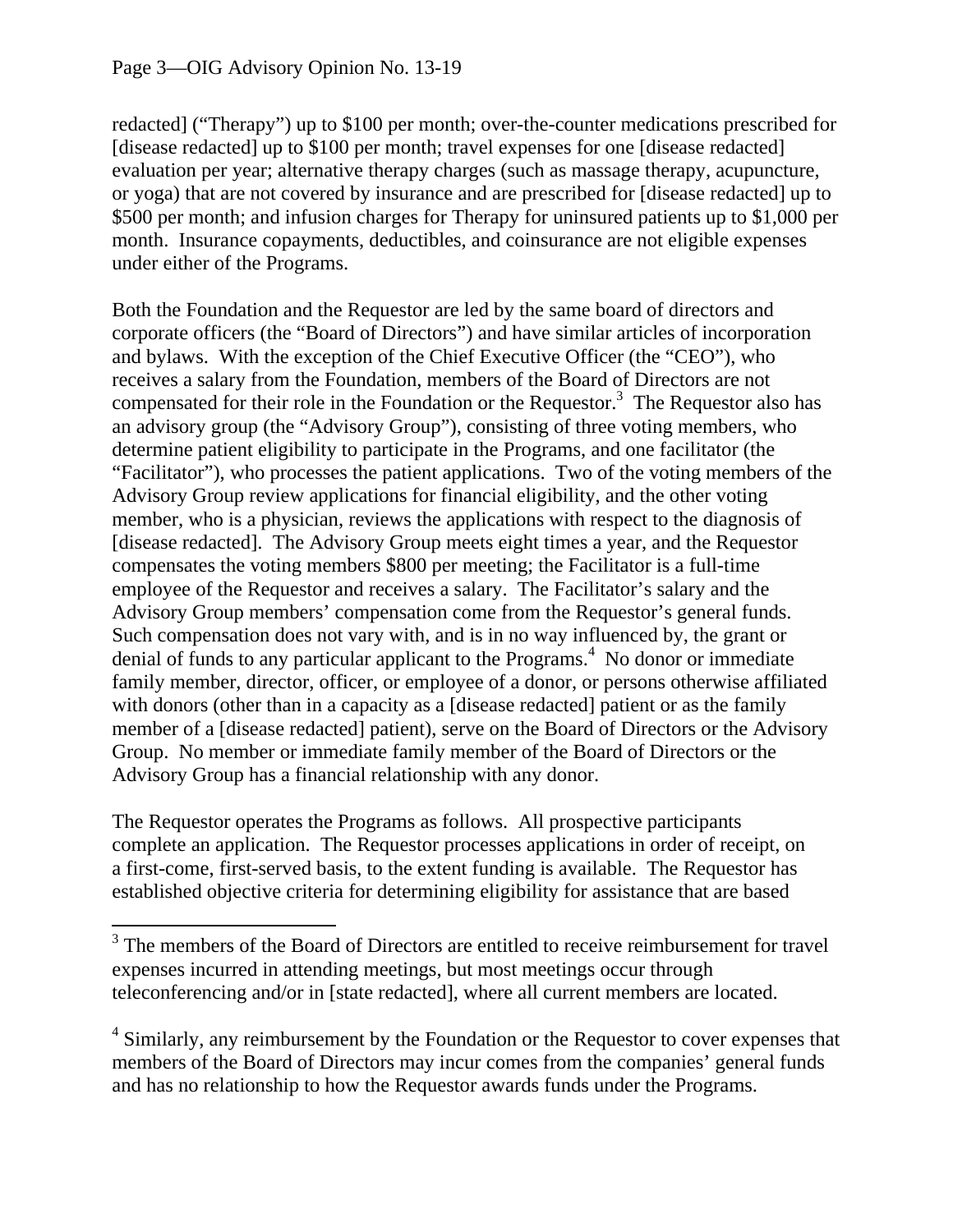redacted] ("Therapy") up to $100 per month; over-the-counter medications prescribed for [disease redacted] up to $100 per month; travel expenses for one [disease redacted] evaluation per year; alternative therapy charges (such as massage therapy, acupuncture, or yoga) that are not covered by insurance and are prescribed for [disease redacted] up to $500 per month; and infusion charges for Therapy for uninsured patients up to $1,000 per month. Insurance copayments, deductibles, and coinsurance are not eligible expenses under either of the Programs.

Both the Foundation and the Requestor are led by the same board of directors and corporate officers (the "Board of Directors") and have similar articles of incorporation and bylaws. With the exception of the Chief Executive Officer (the "CEO"), who receives a salary from the Foundation, members of the Board of Directors are not compensated for their role in the Foundation or the Requestor.[3] The Requestor also has an advisory group (the "Advisory Group"), consisting of three voting members, who determine patient eligibility to participate in the Programs, and one facilitator (the "Facilitator"), who processes the patient applications. Two of the voting members of the Advisory Group review applications for financial eligibility, and the other voting member, who is a physician, reviews the applications with respect to the diagnosis of [disease redacted]. The Advisory Group meets eight times a year, and the Requestor compensates the voting members $800 per meeting; the Facilitator is a full-time employee of the Requestor and receives a salary. The Facilitator's salary and the Advisory Group members' compensation come from the Requestor's general funds. Such compensation does not vary with, and is in no way influenced by, the grant or denial of funds to any particular applicant to the Programs.[4] No donor or immediate family member, director, officer, or employee of a donor, or persons otherwise affiliated with donors (other than in a capacity as a [disease redacted] patient or as the family member of a [disease redacted] patient), serve on the Board of Directors or the Advisory Group. No member or immediate family member of the Board of Directors or the Advisory Group has a financial relationship with any donor.

The Requestor operates the Programs as follows. All prospective participants complete an application. The Requestor processes applications in order of receipt, on a first-come, first-served basis, to the extent funding is available. The Requestor has established objective criteria for determining eligibility for assistance that are based

---

[3] The members of the Board of Directors are entitled to receive reimbursement for travel expenses incurred in attending meetings, but most meetings occur through teleconferencing and/or in [state redacted], where all current members are located.

[4] Similarly, any reimbursement by the Foundation or the Requestor to cover expenses that members of the Board of Directors may incur comes from the companies' general funds and has no relationship to how the Requestor awards funds under the Programs.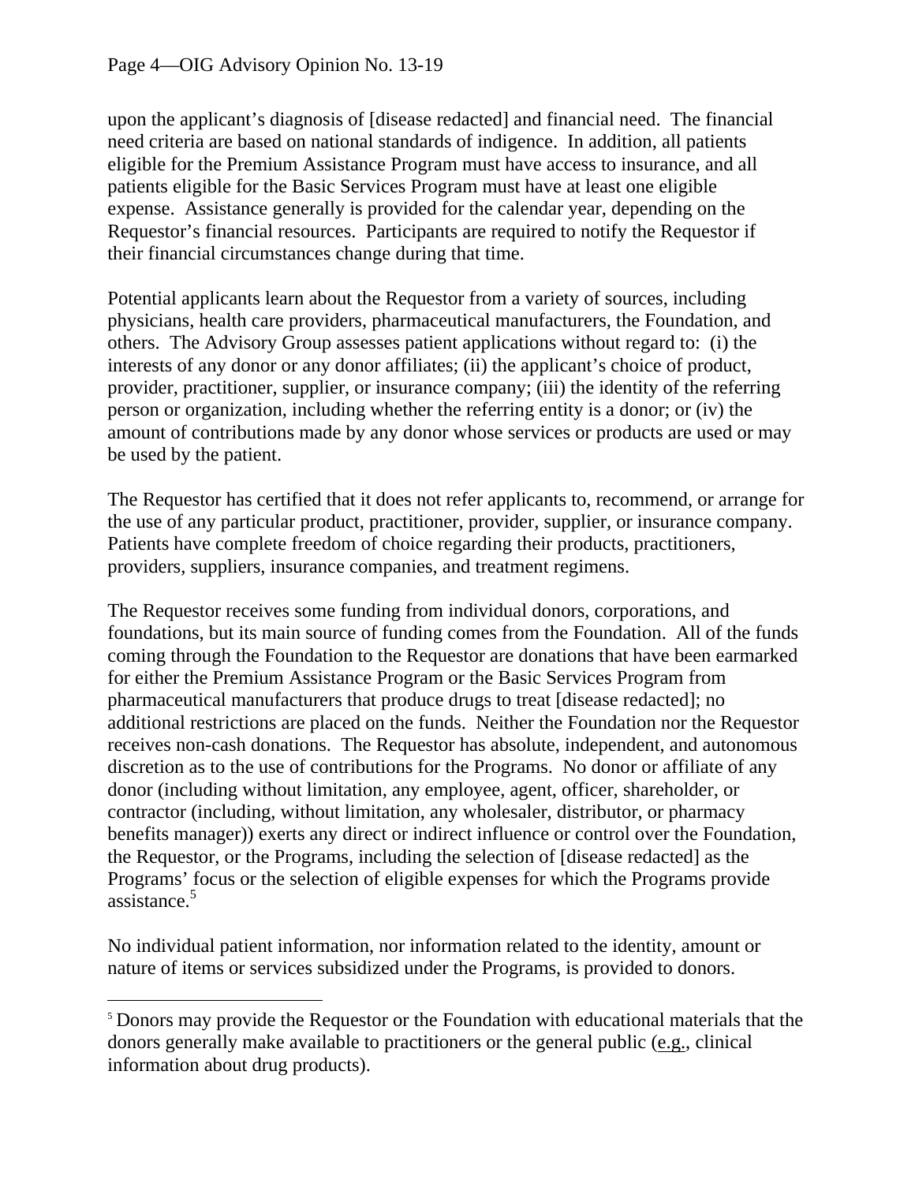upon the applicant's diagnosis of [disease redacted] and financial need. The financial need criteria are based on national standards of indigence. In addition, all patients eligible for the Premium Assistance Program must have access to insurance, and all patients eligible for the Basic Services Program must have at least one eligible expense. Assistance generally is provided for the calendar year, depending on the Requestor's financial resources. Participants are required to notify the Requestor if their financial circumstances change during that time.

Potential applicants learn about the Requestor from a variety of sources, including physicians, health care providers, pharmaceutical manufacturers, the Foundation, and others. The Advisory Group assesses patient applications without regard to: (i) the interests of any donor or any donor affiliates; (ii) the applicant's choice of product, provider, practitioner, supplier, or insurance company; (iii) the identity of the referring person or organization, including whether the referring entity is a donor; or (iv) the amount of contributions made by any donor whose services or products are used or may be used by the patient.

The Requestor has certified that it does not refer applicants to, recommend, or arrange for the use of any particular product, practitioner, provider, supplier, or insurance company. Patients have complete freedom of choice regarding their products, practitioners, providers, suppliers, insurance companies, and treatment regimens.

The Requestor receives some funding from individual donors, corporations, and foundations, but its main source of funding comes from the Foundation. All of the funds coming through the Foundation to the Requestor are donations that have been earmarked for either the Premium Assistance Program or the Basic Services Program from pharmaceutical manufacturers that produce drugs to treat [disease redacted]; no additional restrictions are placed on the funds. Neither the Foundation nor the Requestor receives non-cash donations. The Requestor has absolute, independent, and autonomous discretion as to the use of contributions for the Programs. No donor or affiliate of any donor (including without limitation, any employee, agent, officer, shareholder, or contractor (including, without limitation, any wholesaler, distributor, or pharmacy benefits manager)) exerts any direct or indirect influence or control over the Foundation, the Requestor, or the Programs, including the selection of [disease redacted] as the Programs' focus or the selection of eligible expenses for which the Programs provide assistance.[5]

No individual patient information, nor information related to the identity, amount or nature of items or services subsidized under the Programs, is provided to donors.

---

[5] Donors may provide the Requestor or the Foundation with educational materials that the donors generally make available to practitioners or the general public (e.g., clinical information about drug products).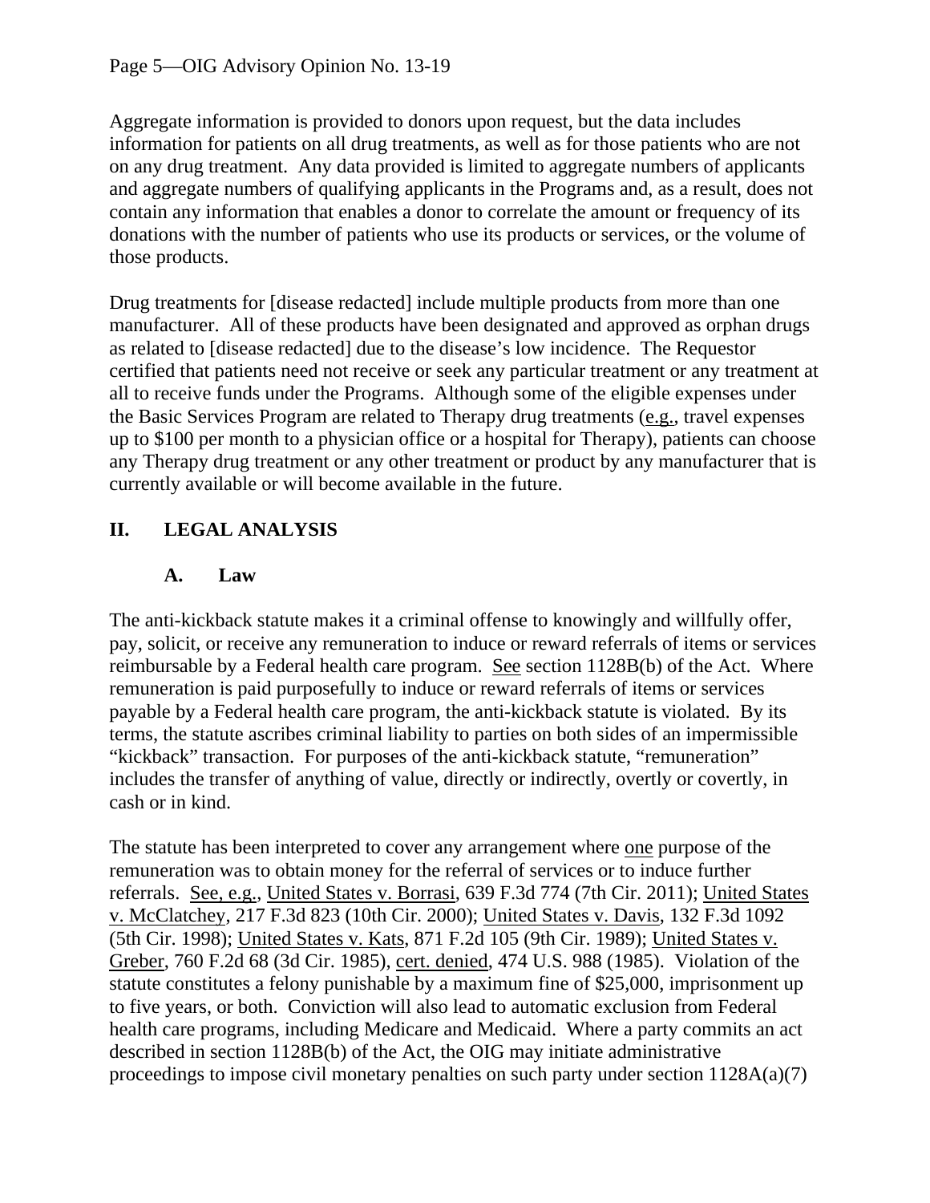Aggregate information is provided to donors upon request, but the data includes information for patients on all drug treatments, as well as for those patients who are not on any drug treatment. Any data provided is limited to aggregate numbers of applicants and aggregate numbers of qualifying applicants in the Programs and, as a result, does not contain any information that enables a donor to correlate the amount or frequency of its donations with the number of patients who use its products or services, or the volume of those products.

Drug treatments for [disease redacted] include multiple products from more than one manufacturer. All of these products have been designated and approved as orphan drugs as related to [disease redacted] due to the disease's low incidence. The Requestor certified that patients need not receive or seek any particular treatment or any treatment at all to receive funds under the Programs. Although some of the eligible expenses under the Basic Services Program are related to Therapy drug treatments (e.g., travel expenses up to $100 per month to a physician office or a hospital for Therapy), patients can choose any Therapy drug treatment or any other treatment or product by any manufacturer that is currently available or will become available in the future.

## II. LEGAL ANALYSIS

### A. Law

The anti-kickback statute makes it a criminal offense to knowingly and willfully offer, pay, solicit, or receive any remuneration to induce or reward referrals of items or services reimbursable by a Federal health care program. See section 1128B(b) of the Act. Where remuneration is paid purposefully to induce or reward referrals of items or services payable by a Federal health care program, the anti-kickback statute is violated. By its terms, the statute ascribes criminal liability to parties on both sides of an impermissible "kickback" transaction. For purposes of the anti-kickback statute, "remuneration" includes the transfer of anything of value, directly or indirectly, overtly or covertly, in cash or in kind.

The statute has been interpreted to cover any arrangement where one purpose of the remuneration was to obtain money for the referral of services or to induce further referrals. See, e.g., United States v. Borrasi, 639 F.3d 774 (7th Cir. 2011); United States v. McClatchey, 217 F.3d 823 (10th Cir. 2000); United States v. Davis, 132 F.3d 1092 (5th Cir. 1998); United States v. Kats, 871 F.2d 105 (9th Cir. 1989); United States v. Greber, 760 F.2d 68 (3d Cir. 1985), cert. denied, 474 U.S. 988 (1985). Violation of the statute constitutes a felony punishable by a maximum fine of $25,000, imprisonment up to five years, or both. Conviction will also lead to automatic exclusion from Federal health care programs, including Medicare and Medicaid. Where a party commits an act described in section 1128B(b) of the Act, the OIG may initiate administrative proceedings to impose civil monetary penalties on such party under section 1128A(a)(7)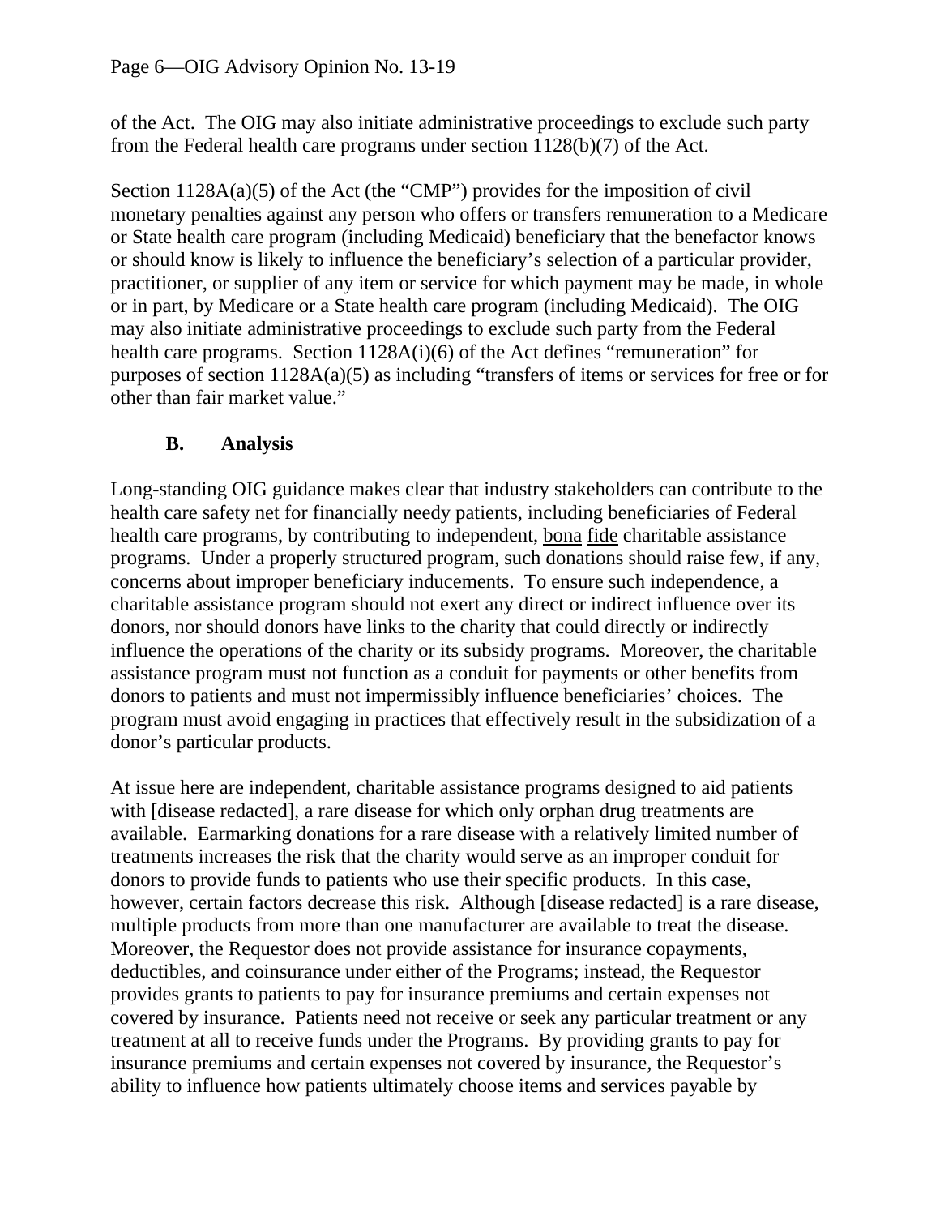of the Act. The OIG may also initiate administrative proceedings to exclude such party from the Federal health care programs under section 1128(b)(7) of the Act.

Section 1128A(a)(5) of the Act (the "CMP") provides for the imposition of civil monetary penalties against any person who offers or transfers remuneration to a Medicare or State health care program (including Medicaid) beneficiary that the benefactor knows or should know is likely to influence the beneficiary's selection of a particular provider, practitioner, or supplier of any item or service for which payment may be made, in whole or in part, by Medicare or a State health care program (including Medicaid). The OIG may also initiate administrative proceedings to exclude such party from the Federal health care programs. Section 1128A(i)(6) of the Act defines "remuneration" for purposes of section 1128A(a)(5) as including "transfers of items or services for free or for other than fair market value."

### B. Analysis

Long-standing OIG guidance makes clear that industry stakeholders can contribute to the health care safety net for financially needy patients, including beneficiaries of Federal health care programs, by contributing to independent, bona fide charitable assistance programs. Under a properly structured program, such donations should raise few, if any, concerns about improper beneficiary inducements. To ensure such independence, a charitable assistance program should not exert any direct or indirect influence over its donors, nor should donors have links to the charity that could directly or indirectly influence the operations of the charity or its subsidy programs. Moreover, the charitable assistance program must not function as a conduit for payments or other benefits from donors to patients and must not impermissibly influence beneficiaries' choices. The program must avoid engaging in practices that effectively result in the subsidization of a donor's particular products.

At issue here are independent, charitable assistance programs designed to aid patients with [disease redacted], a rare disease for which only orphan drug treatments are available. Earmarking donations for a rare disease with a relatively limited number of treatments increases the risk that the charity would serve as an improper conduit for donors to provide funds to patients who use their specific products. In this case, however, certain factors decrease this risk. Although [disease redacted] is a rare disease, multiple products from more than one manufacturer are available to treat the disease. Moreover, the Requestor does not provide assistance for insurance copayments, deductibles, and coinsurance under either of the Programs; instead, the Requestor provides grants to patients to pay for insurance premiums and certain expenses not covered by insurance. Patients need not receive or seek any particular treatment or any treatment at all to receive funds under the Programs. By providing grants to pay for insurance premiums and certain expenses not covered by insurance, the Requestor's ability to influence how patients ultimately choose items and services payable by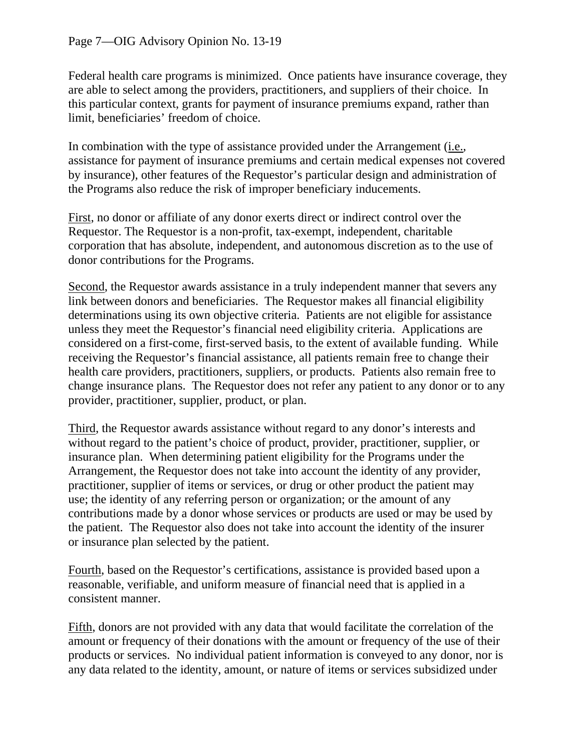Federal health care programs is minimized. Once patients have insurance coverage, they are able to select among the providers, practitioners, and suppliers of their choice. In this particular context, grants for payment of insurance premiums expand, rather than limit, beneficiaries' freedom of choice.

In combination with the type of assistance provided under the Arrangement (i.e., assistance for payment of insurance premiums and certain medical expenses not covered by insurance), other features of the Requestor's particular design and administration of the Programs also reduce the risk of improper beneficiary inducements.

First, no donor or affiliate of any donor exerts direct or indirect control over the Requestor. The Requestor is a non-profit, tax-exempt, independent, charitable corporation that has absolute, independent, and autonomous discretion as to the use of donor contributions for the Programs.

Second, the Requestor awards assistance in a truly independent manner that severs any link between donors and beneficiaries. The Requestor makes all financial eligibility determinations using its own objective criteria. Patients are not eligible for assistance unless they meet the Requestor's financial need eligibility criteria. Applications are considered on a first-come, first-served basis, to the extent of available funding. While receiving the Requestor's financial assistance, all patients remain free to change their health care providers, practitioners, suppliers, or products. Patients also remain free to change insurance plans. The Requestor does not refer any patient to any donor or to any provider, practitioner, supplier, product, or plan.

Third, the Requestor awards assistance without regard to any donor's interests and without regard to the patient's choice of product, provider, practitioner, supplier, or insurance plan. When determining patient eligibility for the Programs under the Arrangement, the Requestor does not take into account the identity of any provider, practitioner, supplier of items or services, or drug or other product the patient may use; the identity of any referring person or organization; or the amount of any contributions made by a donor whose services or products are used or may be used by the patient. The Requestor also does not take into account the identity of the insurer or insurance plan selected by the patient.

Fourth, based on the Requestor's certifications, assistance is provided based upon a reasonable, verifiable, and uniform measure of financial need that is applied in a consistent manner.

Fifth, donors are not provided with any data that would facilitate the correlation of the amount or frequency of their donations with the amount or frequency of the use of their products or services. No individual patient information is conveyed to any donor, nor is any data related to the identity, amount, or nature of items or services subsidized under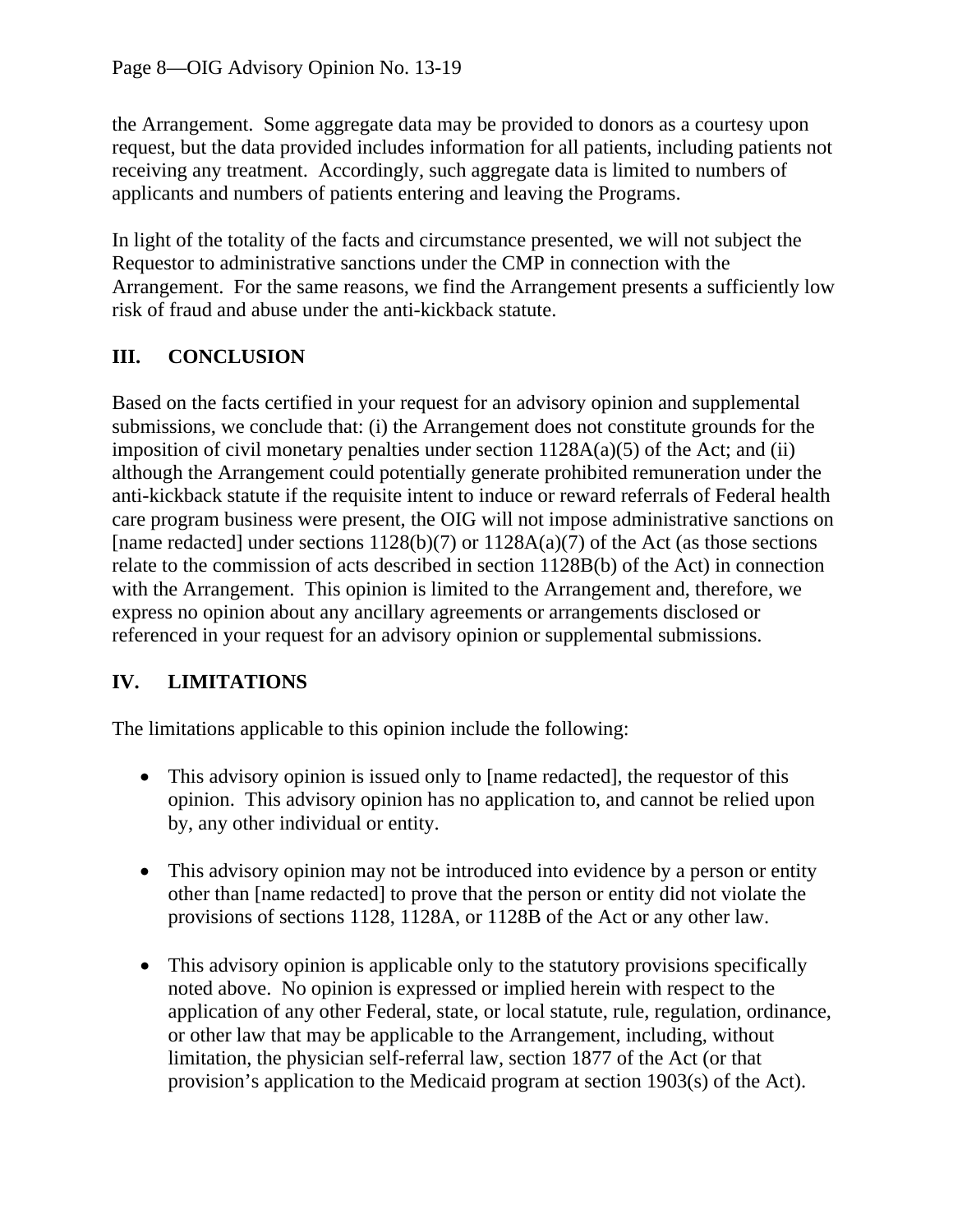the Arrangement. Some aggregate data may be provided to donors as a courtesy upon request, but the data provided includes information for all patients, including patients not receiving any treatment. Accordingly, such aggregate data is limited to numbers of applicants and numbers of patients entering and leaving the Programs.

In light of the totality of the facts and circumstance presented, we will not subject the Requestor to administrative sanctions under the CMP in connection with the Arrangement. For the same reasons, we find the Arrangement presents a sufficiently low risk of fraud and abuse under the anti-kickback statute.

## III. CONCLUSION

Based on the facts certified in your request for an advisory opinion and supplemental submissions, we conclude that: (i) the Arrangement does not constitute grounds for the imposition of civil monetary penalties under section 1128A(a)(5) of the Act; and (ii) although the Arrangement could potentially generate prohibited remuneration under the anti-kickback statute if the requisite intent to induce or reward referrals of Federal health care program business were present, the OIG will not impose administrative sanctions on [name redacted] under sections 1128(b)(7) or 1128A(a)(7) of the Act (as those sections relate to the commission of acts described in section 1128B(b) of the Act) in connection with the Arrangement. This opinion is limited to the Arrangement and, therefore, we express no opinion about any ancillary agreements or arrangements disclosed or referenced in your request for an advisory opinion or supplemental submissions.

## IV. LIMITATIONS

The limitations applicable to this opinion include the following:

- This advisory opinion is issued only to [name redacted], the requestor of this opinion. This advisory opinion has no application to, and cannot be relied upon by, any other individual or entity.

- This advisory opinion may not be introduced into evidence by a person or entity other than [name redacted] to prove that the person or entity did not violate the provisions of sections 1128, 1128A, or 1128B of the Act or any other law.

- This advisory opinion is applicable only to the statutory provisions specifically noted above. No opinion is expressed or implied herein with respect to the application of any other Federal, state, or local statute, rule, regulation, ordinance, or other law that may be applicable to the Arrangement, including, without limitation, the physician self-referral law, section 1877 of the Act (or that provision's application to the Medicaid program at section 1903(s) of the Act).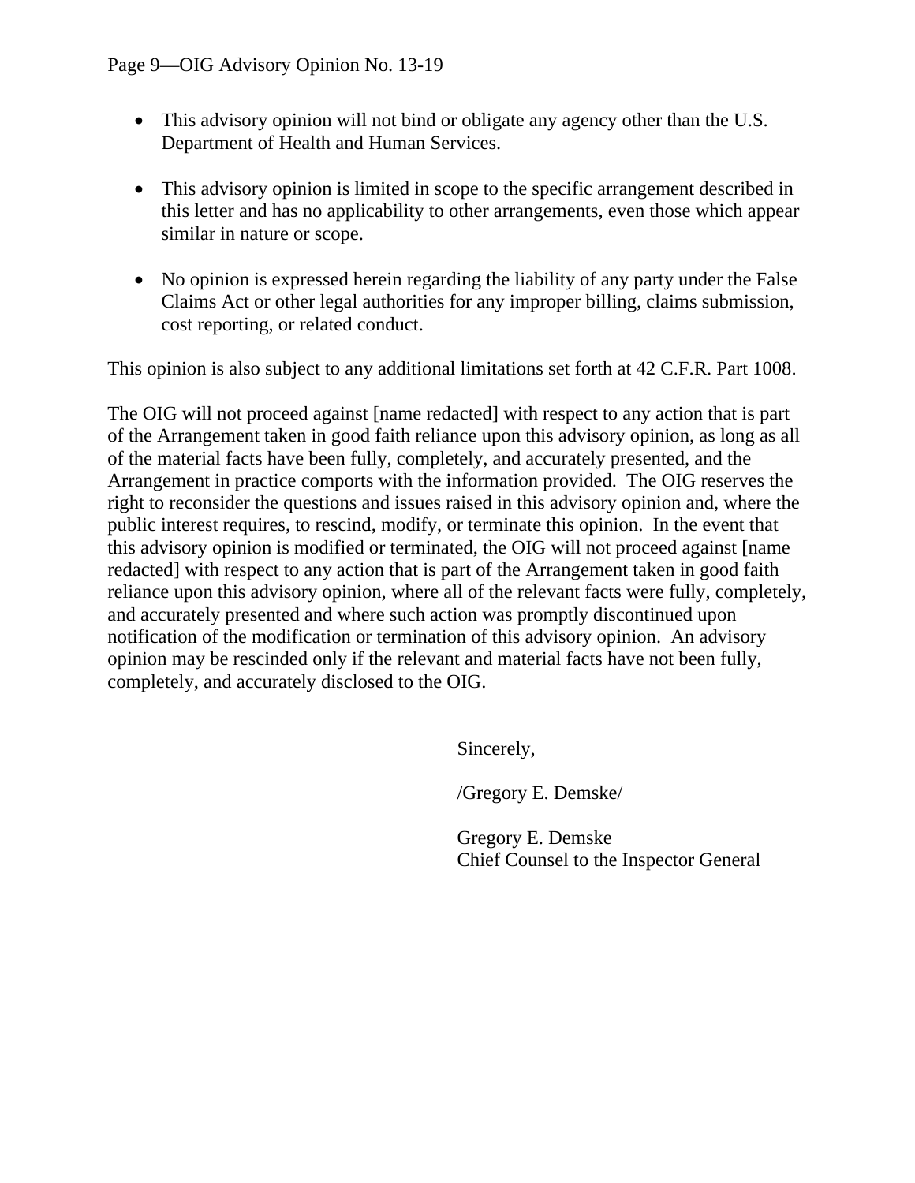- This advisory opinion will not bind or obligate any agency other than the U.S. Department of Health and Human Services.

- This advisory opinion is limited in scope to the specific arrangement described in this letter and has no applicability to other arrangements, even those which appear similar in nature or scope.

- No opinion is expressed herein regarding the liability of any party under the False Claims Act or other legal authorities for any improper billing, claims submission, cost reporting, or related conduct.

This opinion is also subject to any additional limitations set forth at 42 C.F.R. Part 1008.

The OIG will not proceed against [name redacted] with respect to any action that is part of the Arrangement taken in good faith reliance upon this advisory opinion, as long as all of the material facts have been fully, completely, and accurately presented, and the Arrangement in practice comports with the information provided. The OIG reserves the right to reconsider the questions and issues raised in this advisory opinion and, where the public interest requires, to rescind, modify, or terminate this opinion. In the event that this advisory opinion is modified or terminated, the OIG will not proceed against [name redacted] with respect to any action that is part of the Arrangement taken in good faith reliance upon this advisory opinion, where all of the relevant facts were fully, completely, and accurately presented and where such action was promptly discontinued upon notification of the modification or termination of this advisory opinion. An advisory opinion may be rescinded only if the relevant and material facts have not been fully, completely, and accurately disclosed to the OIG.

Sincerely,

/Gregory E. Demske/

Gregory E. Demske
Chief Counsel to the Inspector General